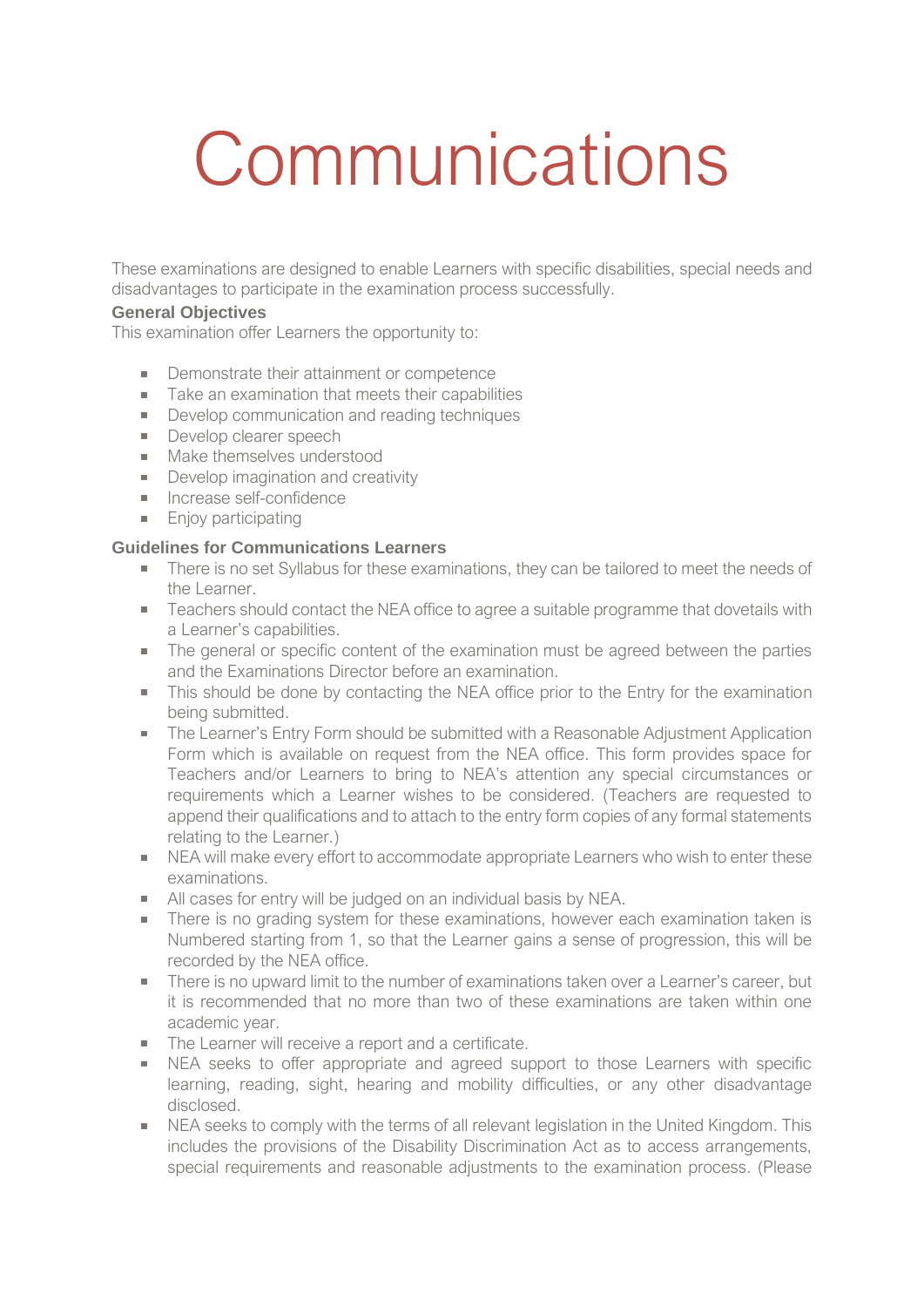# Communications

These examinations are designed to enable Learners with specific disabilities, special needs and disadvantages to participate in the examination process successfully.

**General Objectives**

This examination offer Learners the opportunity to:

- Demonstrate their attainment or competence
- Take an examination that meets their capabilities
- Develop communication and reading techniques
- Develop clearer speech
- Make themselves understood
- Develop imagination and creativity
- Increase self-confidence
- Enjoy participating

**Guidelines for Communications Learners**

- There is no set Syllabus for these examinations, they can be tailored to meet the needs of the Learner.
- Teachers should contact the NEA office to agree a suitable programme that dovetails with a Learner's capabilities.
- The general or specific content of the examination must be agreed between the parties and the Examinations Director before an examination.
- This should be done by contacting the NEA office prior to the Entry for the examination being submitted.
- The Learner's Entry Form should be submitted with a Reasonable Adjustment Application Form which is available on request from the NEA office. This form provides space for Teachers and/or Learners to bring to NEA's attention any special circumstances or requirements which a Learner wishes to be considered. (Teachers are requested to append their qualifications and to attach to the entry form copies of any formal statements relating to the Learner.)
- NEA will make every effort to accommodate appropriate Learners who wish to enter these examinations.
- All cases for entry will be judged on an individual basis by NEA.
- There is no grading system for these examinations, however each examination taken is Numbered starting from 1, so that the Learner gains a sense of progression, this will be recorded by the NEA office.
- There is no upward limit to the number of examinations taken over a Learner's career, but it is recommended that no more than two of these examinations are taken within one academic year.
- The Learner will receive a report and a certificate.
- NEA seeks to offer appropriate and agreed support to those Learners with specific learning, reading, sight, hearing and mobility difficulties, or any other disadvantage disclosed.
- NEA seeks to comply with the terms of all relevant legislation in the United Kingdom. This includes the provisions of the Disability Discrimination Act as to access arrangements, special requirements and reasonable adjustments to the examination process. (Please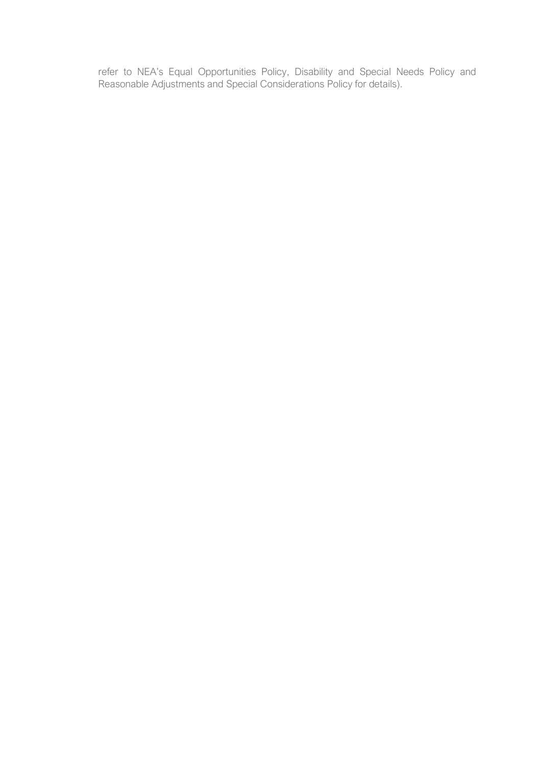refer to NEA's Equal Opportunities Policy, Disability and Special Needs Policy and Reasonable Adjustments and Special Considerations Policy for details).